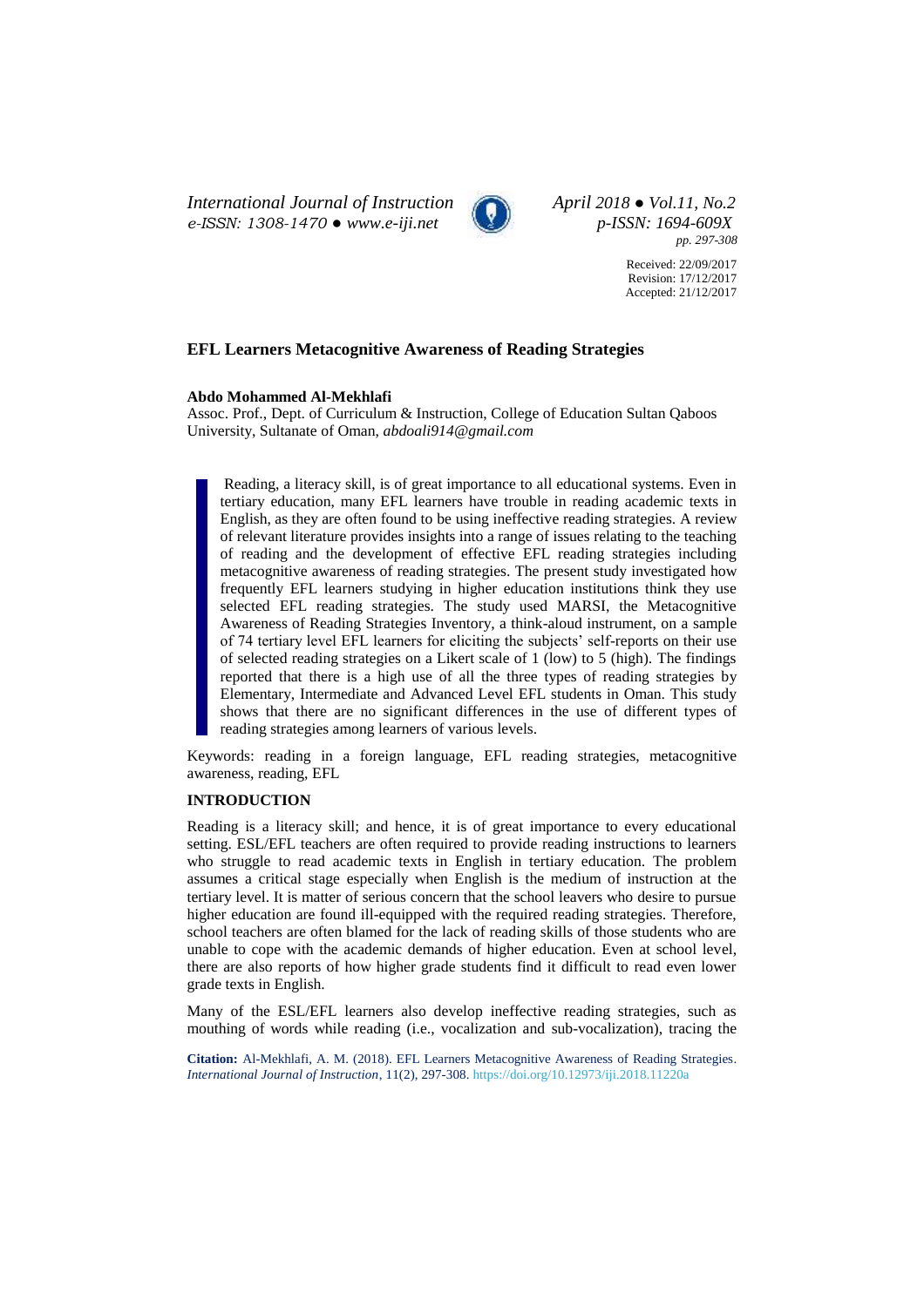# EFL Learners Metacognitive Awareness of Reading Strategies

**Abdo Mohammed Al-Mekhlafi**

Assoc. Prof., Dept. of Curriculum & Instruction, College of Education Sultan Qaboos University, Sultanate of Oman, *abdoali914@gmail.com*

Received: 22/09/2017
Revision: 17/12/2017
Accepted: 21/12/2017

Reading, a literacy skill, is of great importance to all educational systems. Even in tertiary education, many EFL learners have trouble in reading academic texts in English, as they are often found to be using ineffective reading strategies. A review of relevant literature provides insights into a range of issues relating to the teaching of reading and the development of effective EFL reading strategies including metacognitive awareness of reading strategies. The present study investigated how frequently EFL learners studying in higher education institutions think they use selected EFL reading strategies. The study used MARSI, the Metacognitive Awareness of Reading Strategies Inventory, a think-aloud instrument, on a sample of 74 tertiary level EFL learners for eliciting the subjects' self-reports on their use of selected reading strategies on a Likert scale of 1 (low) to 5 (high). The findings reported that there is a high use of all the three types of reading strategies by Elementary, Intermediate and Advanced Level EFL students in Oman. This study shows that there are no significant differences in the use of different types of reading strategies among learners of various levels.

Keywords: reading in a foreign language, EFL reading strategies, metacognitive awareness, reading, EFL

## INTRODUCTION

Reading is a literacy skill; and hence, it is of great importance to every educational setting. ESL/EFL teachers are often required to provide reading instructions to learners who struggle to read academic texts in English in tertiary education. The problem assumes a critical stage especially when English is the medium of instruction at the tertiary level. It is matter of serious concern that the school leavers who desire to pursue higher education are found ill-equipped with the required reading strategies. Therefore, school teachers are often blamed for the lack of reading skills of those students who are unable to cope with the academic demands of higher education. Even at school level, there are also reports of how higher grade students find it difficult to read even lower grade texts in English.

Many of the ESL/EFL learners also develop ineffective reading strategies, such as mouthing of words while reading (i.e., vocalization and sub-vocalization), tracing the

**Citation:** Al-Mekhlafi, A. M. (2018). EFL Learners Metacognitive Awareness of Reading Strategies. *International Journal of Instruction*, 11(2), 297-308. https://doi.org/10.12973/iji.2018.11220a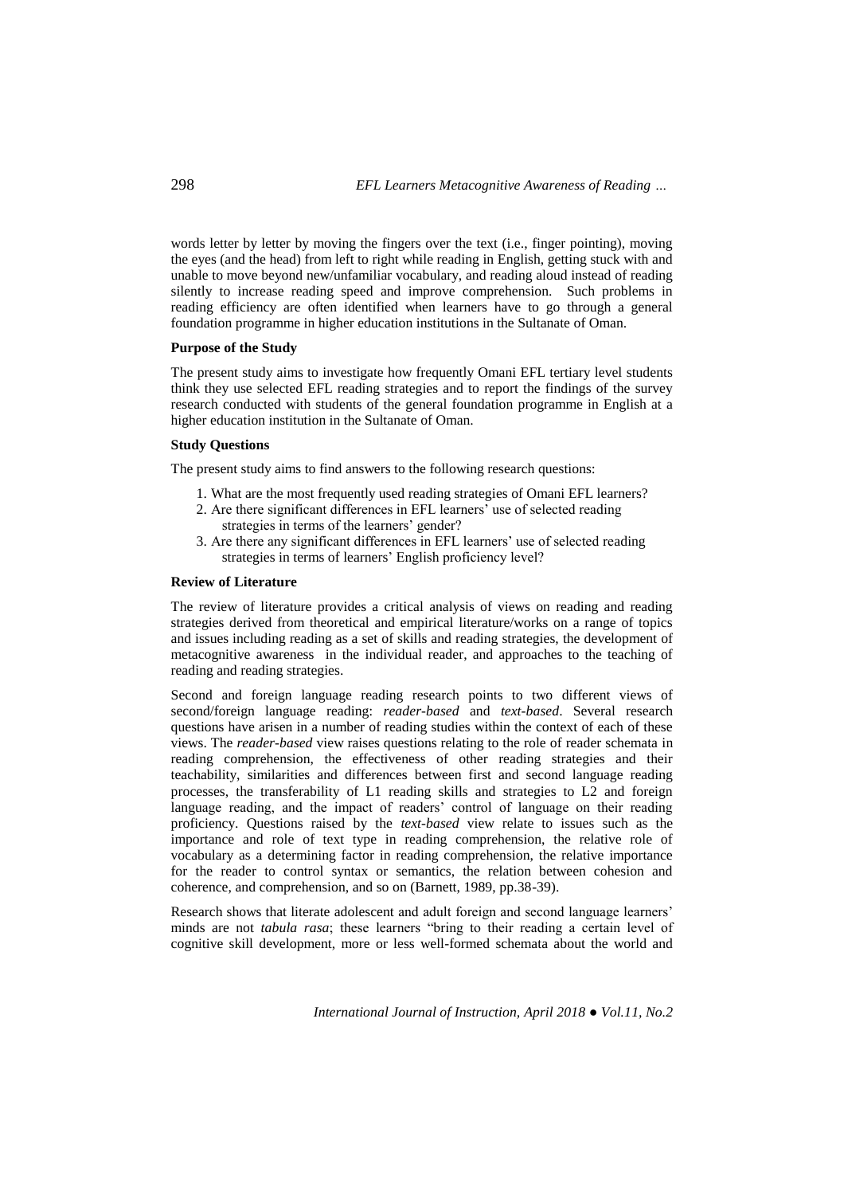words letter by letter by moving the fingers over the text (i.e., finger pointing), moving the eyes (and the head) from left to right while reading in English, getting stuck with and unable to move beyond new/unfamiliar vocabulary, and reading aloud instead of reading silently to increase reading speed and improve comprehension. Such problems in reading efficiency are often identified when learners have to go through a general foundation programme in higher education institutions in the Sultanate of Oman.

**Purpose of the Study**

The present study aims to investigate how frequently Omani EFL tertiary level students think they use selected EFL reading strategies and to report the findings of the survey research conducted with students of the general foundation programme in English at a higher education institution in the Sultanate of Oman.

**Study Questions**

The present study aims to find answers to the following research questions:

1. What are the most frequently used reading strategies of Omani EFL learners?
2. Are there significant differences in EFL learners' use of selected reading strategies in terms of the learners' gender?
3. Are there any significant differences in EFL learners' use of selected reading strategies in terms of learners' English proficiency level?

**Review of Literature**

The review of literature provides a critical analysis of views on reading and reading strategies derived from theoretical and empirical literature/works on a range of topics and issues including reading as a set of skills and reading strategies, the development of metacognitive awareness in the individual reader, and approaches to the teaching of reading and reading strategies.

Second and foreign language reading research points to two different views of second/foreign language reading: *reader-based* and *text-based*. Several research questions have arisen in a number of reading studies within the context of each of these views. The *reader-based* view raises questions relating to the role of reader schemata in reading comprehension, the effectiveness of other reading strategies and their teachability, similarities and differences between first and second language reading processes, the transferability of L1 reading skills and strategies to L2 and foreign language reading, and the impact of readers' control of language on their reading proficiency. Questions raised by the *text-based* view relate to issues such as the importance and role of text type in reading comprehension, the relative role of vocabulary as a determining factor in reading comprehension, the relative importance for the reader to control syntax or semantics, the relation between cohesion and coherence, and comprehension, and so on (Barnett, 1989, pp.38-39).

Research shows that literate adolescent and adult foreign and second language learners' minds are not *tabula rasa*; these learners "bring to their reading a certain level of cognitive skill development, more or less well-formed schemata about the world and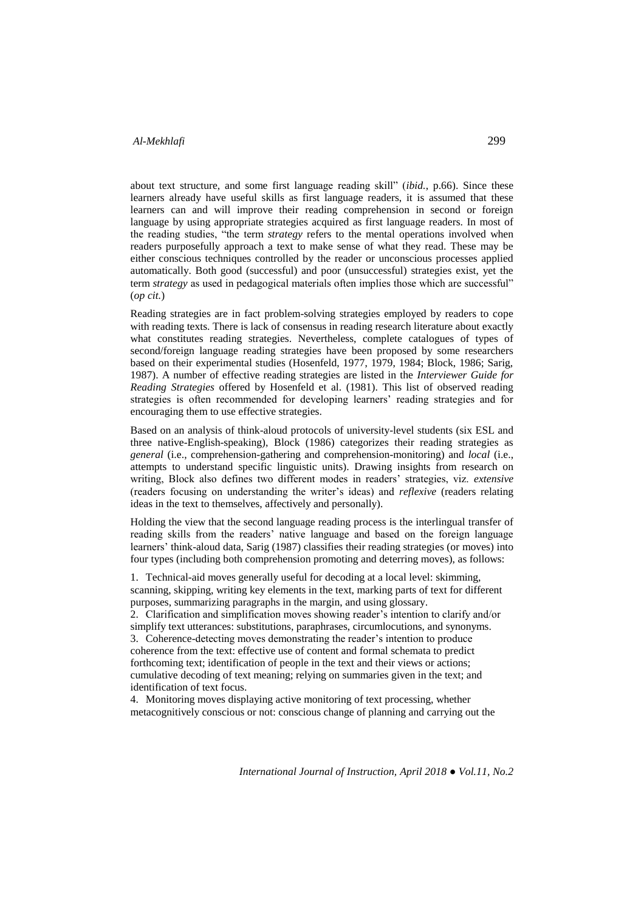about text structure, and some first language reading skill" (*ibid.*, p.66). Since these learners already have useful skills as first language readers, it is assumed that these learners can and will improve their reading comprehension in second or foreign language by using appropriate strategies acquired as first language readers. In most of the reading studies, "the term *strategy* refers to the mental operations involved when readers purposefully approach a text to make sense of what they read. These may be either conscious techniques controlled by the reader or unconscious processes applied automatically. Both good (successful) and poor (unsuccessful) strategies exist, yet the term *strategy* as used in pedagogical materials often implies those which are successful" (*op cit.*)

Reading strategies are in fact problem-solving strategies employed by readers to cope with reading texts. There is lack of consensus in reading research literature about exactly what constitutes reading strategies. Nevertheless, complete catalogues of types of second/foreign language reading strategies have been proposed by some researchers based on their experimental studies (Hosenfeld, 1977, 1979, 1984; Block, 1986; Sarig, 1987). A number of effective reading strategies are listed in the *Interviewer Guide for Reading Strategies* offered by Hosenfeld et al. (1981). This list of observed reading strategies is often recommended for developing learners' reading strategies and for encouraging them to use effective strategies.

Based on an analysis of think-aloud protocols of university-level students (six ESL and three native-English-speaking), Block (1986) categorizes their reading strategies as *general* (i.e., comprehension-gathering and comprehension-monitoring) and *local* (i.e., attempts to understand specific linguistic units). Drawing insights from research on writing, Block also defines two different modes in readers' strategies, viz. *extensive* (readers focusing on understanding the writer's ideas) and *reflexive* (readers relating ideas in the text to themselves, affectively and personally).

Holding the view that the second language reading process is the interlingual transfer of reading skills from the readers' native language and based on the foreign language learners' think-aloud data, Sarig (1987) classifies their reading strategies (or moves) into four types (including both comprehension promoting and deterring moves), as follows:

1. Technical-aid moves generally useful for decoding at a local level: skimming, scanning, skipping, writing key elements in the text, marking parts of text for different purposes, summarizing paragraphs in the margin, and using glossary.
2. Clarification and simplification moves showing reader's intention to clarify and/or simplify text utterances: substitutions, paraphrases, circumlocutions, and synonyms.
3. Coherence-detecting moves demonstrating the reader's intention to produce coherence from the text: effective use of content and formal schemata to predict forthcoming text; identification of people in the text and their views or actions; cumulative decoding of text meaning; relying on summaries given in the text; and identification of text focus.
4. Monitoring moves displaying active monitoring of text processing, whether metacognitively conscious or not: conscious change of planning and carrying out the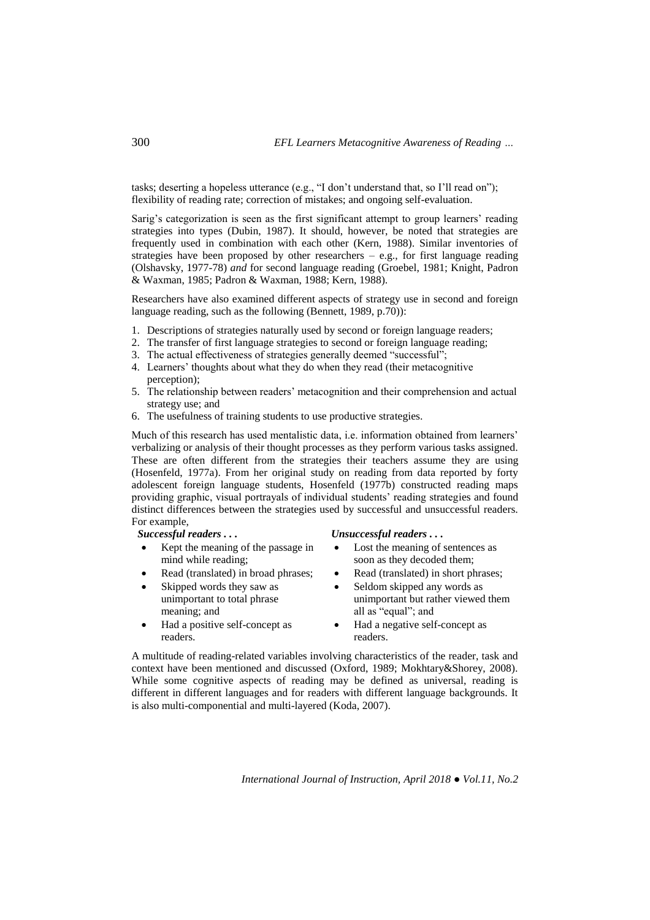tasks; deserting a hopeless utterance (e.g., "I don't understand that, so I'll read on"); flexibility of reading rate; correction of mistakes; and ongoing self-evaluation.

Sarig's categorization is seen as the first significant attempt to group learners' reading strategies into types (Dubin, 1987). It should, however, be noted that strategies are frequently used in combination with each other (Kern, 1988). Similar inventories of strategies have been proposed by other researchers – e.g., for first language reading (Olshavsky, 1977-78) *and* for second language reading (Groebel, 1981; Knight, Padron & Waxman, 1985; Padron & Waxman, 1988; Kern, 1988).

Researchers have also examined different aspects of strategy use in second and foreign language reading, such as the following (Bennett, 1989, p.70)):

1. Descriptions of strategies naturally used by second or foreign language readers;
2. The transfer of first language strategies to second or foreign language reading;
3. The actual effectiveness of strategies generally deemed "successful";
4. Learners' thoughts about what they do when they read (their metacognitive perception);
5. The relationship between readers' metacognition and their comprehension and actual strategy use; and
6. The usefulness of training students to use productive strategies.

Much of this research has used mentalistic data, i.e. information obtained from learners' verbalizing or analysis of their thought processes as they perform various tasks assigned. These are often different from the strategies their teachers assume they are using (Hosenfeld, 1977a). From her original study on reading from data reported by forty adolescent foreign language students, Hosenfeld (1977b) constructed reading maps providing graphic, visual portrayals of individual students' reading strategies and found distinct differences between the strategies used by successful and unsuccessful readers. For example,

***Successful readers . . .***

- Kept the meaning of the passage in mind while reading;
- Read (translated) in broad phrases;
- Skipped words they saw as unimportant to total phrase meaning; and
- Had a positive self-concept as readers.

***Unsuccessful readers . . .***

- Lost the meaning of sentences as soon as they decoded them;
- Read (translated) in short phrases;
- Seldom skipped any words as unimportant but rather viewed them all as "equal"; and
- Had a negative self-concept as readers.

A multitude of reading-related variables involving characteristics of the reader, task and context have been mentioned and discussed (Oxford, 1989; Mokhtary&Shorey, 2008). While some cognitive aspects of reading may be defined as universal, reading is different in different languages and for readers with different language backgrounds. It is also multi-componential and multi-layered (Koda, 2007).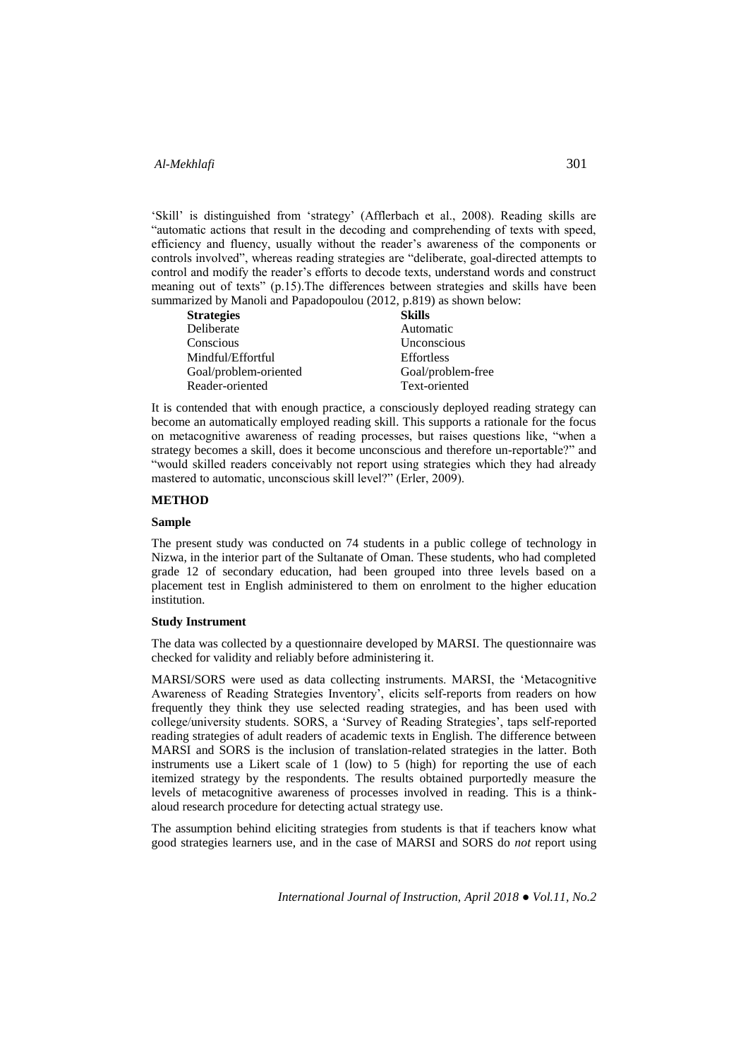'Skill' is distinguished from 'strategy' (Afflerbach et al., 2008). Reading skills are "automatic actions that result in the decoding and comprehending of texts with speed, efficiency and fluency, usually without the reader's awareness of the components or controls involved", whereas reading strategies are "deliberate, goal-directed attempts to control and modify the reader's efforts to decode texts, understand words and construct meaning out of texts" (p.15).The differences between strategies and skills have been summarized by Manoli and Papadopoulou (2012, p.819) as shown below:

| **Strategies** | **Skills** |
|---|---|
| Deliberate | Automatic |
| Conscious | Unconscious |
| Mindful/Effortful | Effortless |
| Goal/problem-oriented | Goal/problem-free |
| Reader-oriented | Text-oriented |

It is contended that with enough practice, a consciously deployed reading strategy can become an automatically employed reading skill. This supports a rationale for the focus on metacognitive awareness of reading processes, but raises questions like, "when a strategy becomes a skill, does it become unconscious and therefore un-reportable?" and "would skilled readers conceivably not report using strategies which they had already mastered to automatic, unconscious skill level?" (Erler, 2009).

## METHOD

### Sample

The present study was conducted on 74 students in a public college of technology in Nizwa, in the interior part of the Sultanate of Oman. These students, who had completed grade 12 of secondary education, had been grouped into three levels based on a placement test in English administered to them on enrolment to the higher education institution.

### Study Instrument

The data was collected by a questionnaire developed by MARSI. The questionnaire was checked for validity and reliably before administering it.

MARSI/SORS were used as data collecting instruments. MARSI, the 'Metacognitive Awareness of Reading Strategies Inventory', elicits self-reports from readers on how frequently they think they use selected reading strategies, and has been used with college/university students. SORS, a 'Survey of Reading Strategies', taps self-reported reading strategies of adult readers of academic texts in English. The difference between MARSI and SORS is the inclusion of translation-related strategies in the latter. Both instruments use a Likert scale of 1 (low) to 5 (high) for reporting the use of each itemized strategy by the respondents. The results obtained purportedly measure the levels of metacognitive awareness of processes involved in reading. This is a think-aloud research procedure for detecting actual strategy use.

The assumption behind eliciting strategies from students is that if teachers know what good strategies learners use, and in the case of MARSI and SORS do *not* report using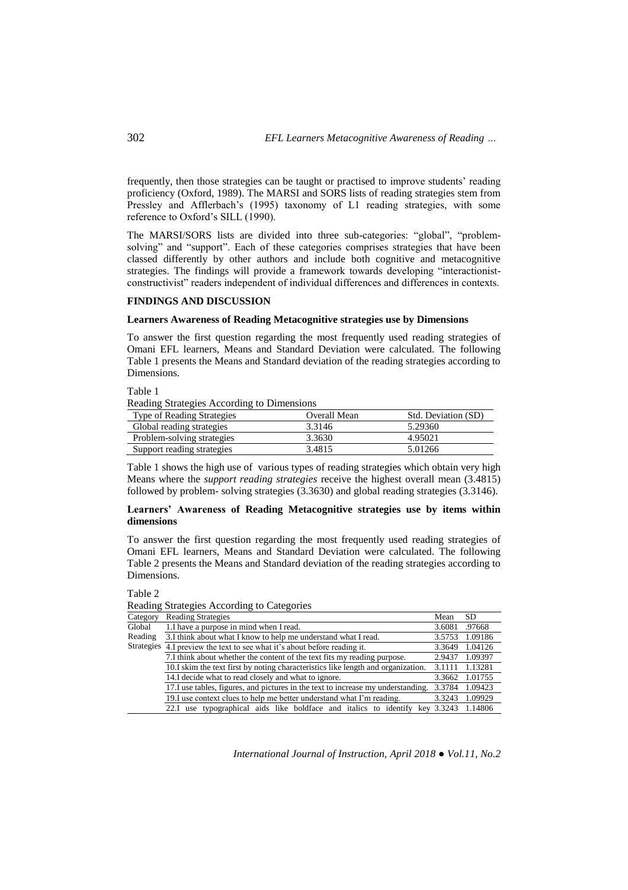frequently, then those strategies can be taught or practised to improve students' reading proficiency (Oxford, 1989). The MARSI and SORS lists of reading strategies stem from Pressley and Afflerbach's (1995) taxonomy of L1 reading strategies, with some reference to Oxford's SILL (1990).

The MARSI/SORS lists are divided into three sub-categories: "global", "problem-solving" and "support". Each of these categories comprises strategies that have been classed differently by other authors and include both cognitive and metacognitive strategies. The findings will provide a framework towards developing "interactionist-constructivist" readers independent of individual differences and differences in contexts.

## FINDINGS AND DISCUSSION

### Learners Awareness of Reading Metacognitive strategies use by Dimensions

To answer the first question regarding the most frequently used reading strategies of Omani EFL learners, Means and Standard Deviation were calculated. The following Table 1 presents the Means and Standard deviation of the reading strategies according to Dimensions.

Table 1
Reading Strategies According to Dimensions

| Type of Reading Strategies | Overall Mean | Std. Deviation (SD) |
|---|---|---|
| Global reading strategies | 3.3146 | 5.29360 |
| Problem-solving strategies | 3.3630 | 4.95021 |
| Support reading strategies | 3.4815 | 5.01266 |

Table 1 shows the high use of various types of reading strategies which obtain very high Means where the *support reading strategies* receive the highest overall mean (3.4815) followed by problem- solving strategies (3.3630) and global reading strategies (3.3146).

### Learners' Awareness of Reading Metacognitive strategies use by items within dimensions

To answer the first question regarding the most frequently used reading strategies of Omani EFL learners, Means and Standard Deviation were calculated. The following Table 2 presents the Means and Standard deviation of the reading strategies according to Dimensions.

Table 2
Reading Strategies According to Categories

| Category | Reading Strategies | Mean | SD |
|---|---|---|---|
| Global Reading Strategies | 1.I have a purpose in mind when I read. | 3.6081 | .97668 |
| | 3.I think about what I know to help me understand what I read. | 3.5753 | 1.09186 |
| | 4.I preview the text to see what it's about before reading it. | 3.3649 | 1.04126 |
| | 7.I think about whether the content of the text fits my reading purpose. | 2.9437 | 1.09397 |
| | 10.I skim the text first by noting characteristics like length and organization. | 3.1111 | 1.13281 |
| | 14.I decide what to read closely and what to ignore. | 3.3662 | 1.01755 |
| | 17.I use tables, figures, and pictures in the text to increase my understanding. | 3.3784 | 1.09423 |
| | 19.I use context clues to help me better understand what I'm reading. | 3.3243 | 1.09929 |
| | 22.I use typographical aids like boldface and italics to identify key | 3.3243 | 1.14806 |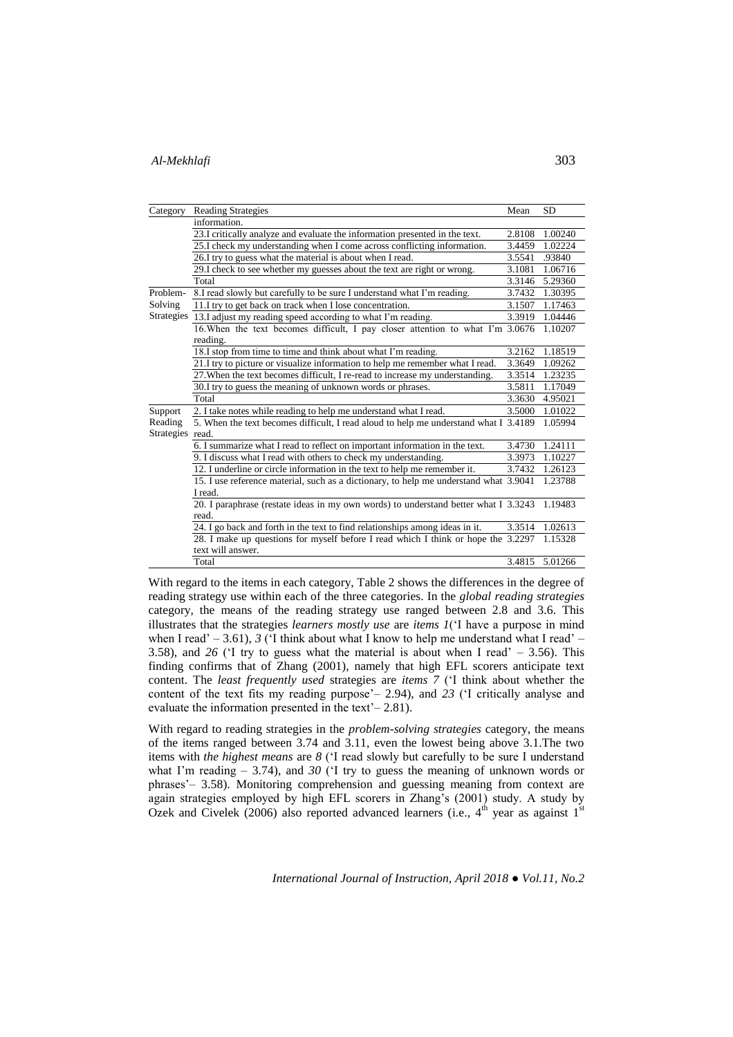| Category | Reading Strategies | Mean | SD |
|---|---|---|---|
| | information. | | |
| | 23.I critically analyze and evaluate the information presented in the text. | 2.8108 | 1.00240 |
| | 25.I check my understanding when I come across conflicting information. | 3.4459 | 1.02224 |
| | 26.I try to guess what the material is about when I read. | 3.5541 | .93840 |
| | 29.I check to see whether my guesses about the text are right or wrong. | 3.1081 | 1.06716 |
| | Total | 3.3146 | 5.29360 |
| Problem-Solving Strategies | 8.I read slowly but carefully to be sure I understand what I'm reading. | 3.7432 | 1.30395 |
| | 11.I try to get back on track when I lose concentration. | 3.1507 | 1.17463 |
| | 13.I adjust my reading speed according to what I'm reading. | 3.3919 | 1.04446 |
| | 16.When the text becomes difficult, I pay closer attention to what I'm reading. | 3.0676 | 1.10207 |
| | 18.I stop from time to time and think about what I'm reading. | 3.2162 | 1.18519 |
| | 21.I try to picture or visualize information to help me remember what I read. | 3.3649 | 1.09262 |
| | 27.When the text becomes difficult, I re-read to increase my understanding. | 3.3514 | 1.23235 |
| | 30.I try to guess the meaning of unknown words or phrases. | 3.5811 | 1.17049 |
| | Total | 3.3630 | 4.95021 |
| Support Reading Strategies | 2. I take notes while reading to help me understand what I read. | 3.5000 | 1.01022 |
| | 5. When the text becomes difficult, I read aloud to help me understand what I read. | 3.4189 | 1.05994 |
| | 6. I summarize what I read to reflect on important information in the text. | 3.4730 | 1.24111 |
| | 9. I discuss what I read with others to check my understanding. | 3.3973 | 1.10227 |
| | 12. I underline or circle information in the text to help me remember it. | 3.7432 | 1.26123 |
| | 15. I use reference material, such as a dictionary, to help me understand what I read. | 3.9041 | 1.23788 |
| | 20. I paraphrase (restate ideas in my own words) to understand better what I read. | 3.3243 | 1.19483 |
| | 24. I go back and forth in the text to find relationships among ideas in it. | 3.3514 | 1.02613 |
| | 28. I make up questions for myself before I read which I think or hope the text will answer. | 3.2297 | 1.15328 |
| | Total | 3.4815 | 5.01266 |

With regard to the items in each category, Table 2 shows the differences in the degree of reading strategy use within each of the three categories. In the *global reading strategies* category, the means of the reading strategy use ranged between 2.8 and 3.6. This illustrates that the strategies *learners mostly use* are *items 1*('I have a purpose in mind when I read' – 3.61), *3* ('I think about what I know to help me understand what I read' – 3.58), and *26* ('I try to guess what the material is about when I read' – 3.56). This finding confirms that of Zhang (2001), namely that high EFL scorers anticipate text content. The *least frequently used* strategies are *items 7* ('I think about whether the content of the text fits my reading purpose'– 2.94), and *23* ('I critically analyse and evaluate the information presented in the text'– 2.81).

With regard to reading strategies in the *problem-solving strategies* category, the means of the items ranged between 3.74 and 3.11, even the lowest being above 3.1.The two items with *the highest means* are *8* ('I read slowly but carefully to be sure I understand what I'm reading – 3.74), and *30* ('I try to guess the meaning of unknown words or phrases'– 3.58). Monitoring comprehension and guessing meaning from context are again strategies employed by high EFL scorers in Zhang's (2001) study. A study by Ozek and Civelek (2006) also reported advanced learners (i.e., 4th year as against 1st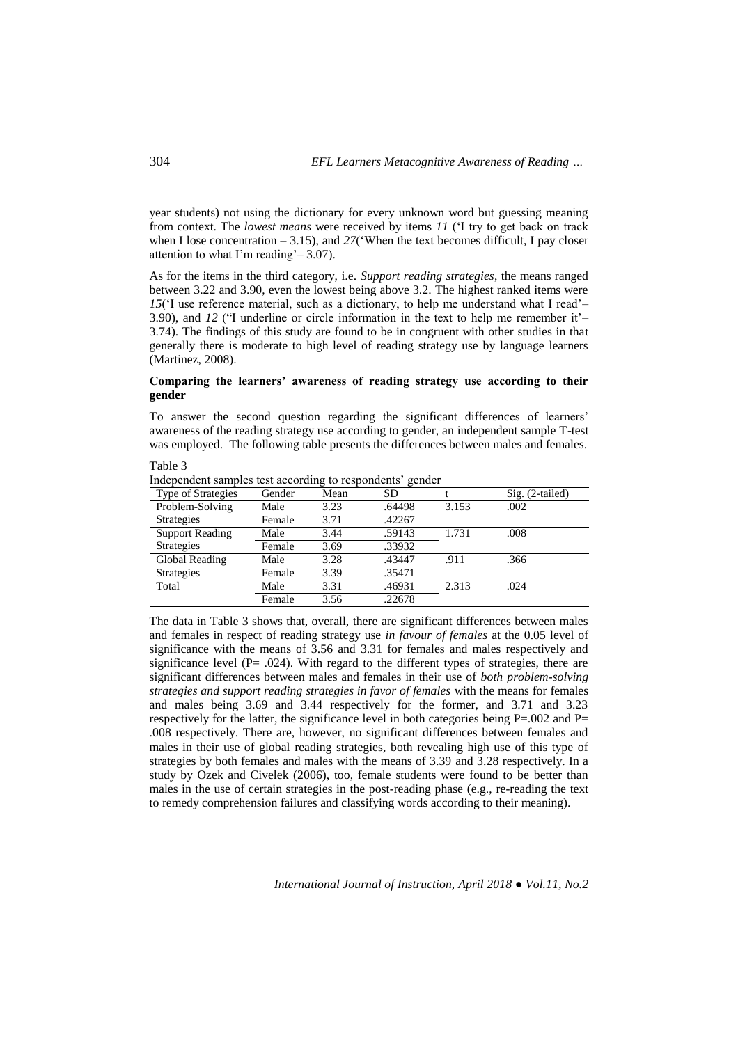year students) not using the dictionary for every unknown word but guessing meaning from context. The *lowest means* were received by items *11* ('I try to get back on track when I lose concentration – 3.15), and *27*('When the text becomes difficult, I pay closer attention to what I'm reading'– 3.07).

As for the items in the third category, i.e. *Support reading strategies*, the means ranged between 3.22 and 3.90, even the lowest being above 3.2. The highest ranked items were *15*('I use reference material, such as a dictionary, to help me understand what I read'– 3.90), and *12* ("I underline or circle information in the text to help me remember it'– 3.74). The findings of this study are found to be in congruent with other studies in that generally there is moderate to high level of reading strategy use by language learners (Martinez, 2008).

**Comparing the learners' awareness of reading strategy use according to their gender**

To answer the second question regarding the significant differences of learners' awareness of the reading strategy use according to gender, an independent sample T-test was employed. The following table presents the differences between males and females.

Table 3
Independent samples test according to respondents' gender

| Type of Strategies | Gender | Mean | SD | t | Sig. (2-tailed) |
|---|---|---|---|---|---|
| Problem-Solving Strategies | Male | 3.23 | .64498 | 3.153 | .002 |
| | Female | 3.71 | .42267 | | |
| Support Reading Strategies | Male | 3.44 | .59143 | 1.731 | .008 |
| | Female | 3.69 | .33932 | | |
| Global Reading Strategies | Male | 3.28 | .43447 | .911 | .366 |
| | Female | 3.39 | .35471 | | |
| Total | Male | 3.31 | .46931 | 2.313 | .024 |
| | Female | 3.56 | .22678 | | |

The data in Table 3 shows that, overall, there are significant differences between males and females in respect of reading strategy use *in favour of females* at the 0.05 level of significance with the means of 3.56 and 3.31 for females and males respectively and significance level (P= .024). With regard to the different types of strategies, there are significant differences between males and females in their use of *both problem-solving strategies and support reading strategies in favor of females* with the means for females and males being 3.69 and 3.44 respectively for the former, and 3.71 and 3.23 respectively for the latter, the significance level in both categories being P=.002 and P= .008 respectively. There are, however, no significant differences between females and males in their use of global reading strategies, both revealing high use of this type of strategies by both females and males with the means of 3.39 and 3.28 respectively. In a study by Ozek and Civelek (2006), too, female students were found to be better than males in the use of certain strategies in the post-reading phase (e.g., re-reading the text to remedy comprehension failures and classifying words according to their meaning).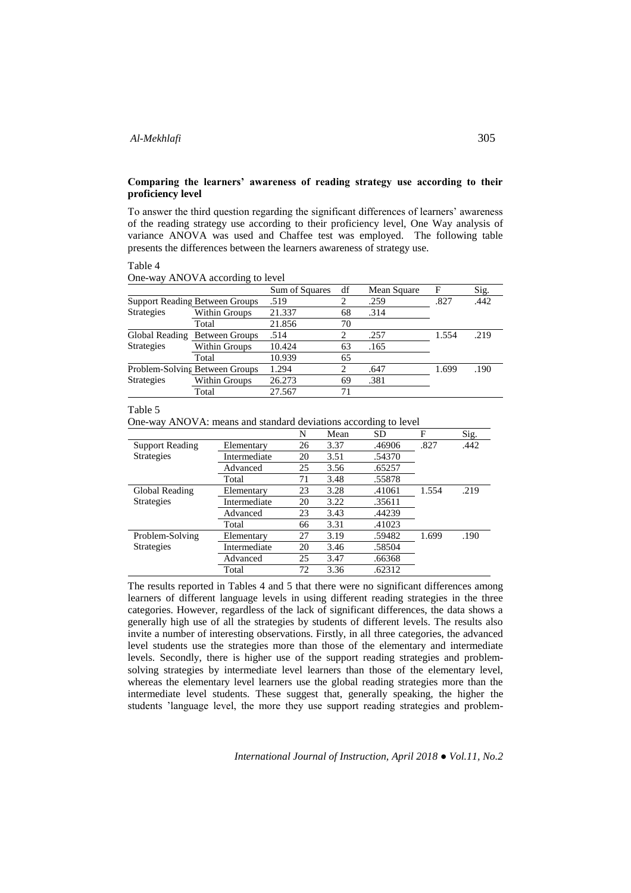**Comparing the learners' awareness of reading strategy use according to their proficiency level**

To answer the third question regarding the significant differences of learners' awareness of the reading strategy use according to their proficiency level, One Way analysis of variance ANOVA was used and Chaffee test was employed. The following table presents the differences between the learners awareness of strategy use.

Table 4
One-way ANOVA according to level

| | | Sum of Squares | df | Mean Square | F | Sig. |
|---|---|---|---|---|---|---|
| Support Reading Strategies | Between Groups | .519 | 2 | .259 | .827 | .442 |
| | Within Groups | 21.337 | 68 | .314 | | |
| | Total | 21.856 | 70 | | | |
| Global Reading Strategies | Between Groups | .514 | 2 | .257 | 1.554 | .219 |
| | Within Groups | 10.424 | 63 | .165 | | |
| | Total | 10.939 | 65 | | | |
| Problem-Solving Strategies | Between Groups | 1.294 | 2 | .647 | 1.699 | .190 |
| | Within Groups | 26.273 | 69 | .381 | | |
| | Total | 27.567 | 71 | | | |

Table 5
One-way ANOVA: means and standard deviations according to level

| | | N | Mean | SD | F | Sig. |
|---|---|---|---|---|---|---|
| Support Reading Strategies | Elementary | 26 | 3.37 | .46906 | .827 | .442 |
| | Intermediate | 20 | 3.51 | .54370 | | |
| | Advanced | 25 | 3.56 | .65257 | | |
| | Total | 71 | 3.48 | .55878 | | |
| Global Reading Strategies | Elementary | 23 | 3.28 | .41061 | 1.554 | .219 |
| | Intermediate | 20 | 3.22 | .35611 | | |
| | Advanced | 23 | 3.43 | .44239 | | |
| | Total | 66 | 3.31 | .41023 | | |
| Problem-Solving Strategies | Elementary | 27 | 3.19 | .59482 | 1.699 | .190 |
| | Intermediate | 20 | 3.46 | .58504 | | |
| | Advanced | 25 | 3.47 | .66368 | | |
| | Total | 72 | 3.36 | .62312 | | |

The results reported in Tables 4 and 5 that there were no significant differences among learners of different language levels in using different reading strategies in the three categories. However, regardless of the lack of significant differences, the data shows a generally high use of all the strategies by students of different levels. The results also invite a number of interesting observations. Firstly, in all three categories, the advanced level students use the strategies more than those of the elementary and intermediate levels. Secondly, there is higher use of the support reading strategies and problem-solving strategies by intermediate level learners than those of the elementary level, whereas the elementary level learners use the global reading strategies more than the intermediate level students. These suggest that, generally speaking, the higher the students 'language level, the more they use support reading strategies and problem-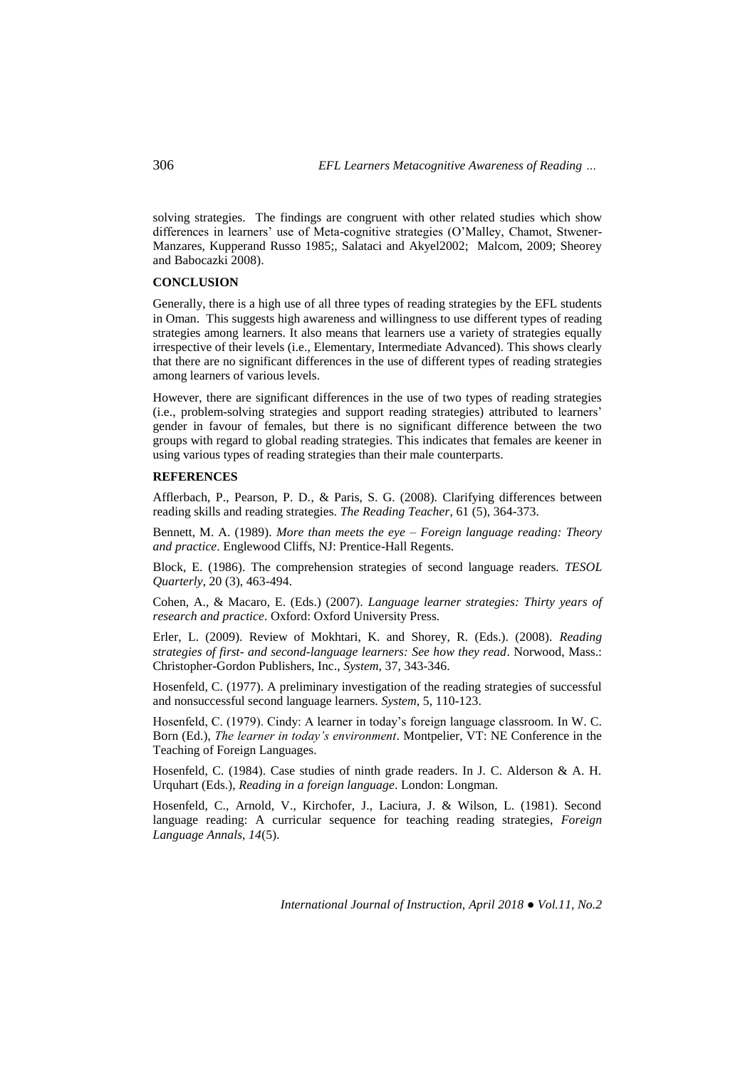solving strategies. The findings are congruent with other related studies which show differences in learners' use of Meta-cognitive strategies (O'Malley, Chamot, Stwener-Manzares, Kupperand Russo 1985;, Salataci and Akyel2002; Malcom, 2009; Sheorey and Babocazki 2008).

## CONCLUSION

Generally, there is a high use of all three types of reading strategies by the EFL students in Oman. This suggests high awareness and willingness to use different types of reading strategies among learners. It also means that learners use a variety of strategies equally irrespective of their levels (i.e., Elementary, Intermediate Advanced). This shows clearly that there are no significant differences in the use of different types of reading strategies among learners of various levels.

However, there are significant differences in the use of two types of reading strategies (i.e., problem-solving strategies and support reading strategies) attributed to learners' gender in favour of females, but there is no significant difference between the two groups with regard to global reading strategies. This indicates that females are keener in using various types of reading strategies than their male counterparts.

## REFERENCES

Afflerbach, P., Pearson, P. D., & Paris, S. G. (2008). Clarifying differences between reading skills and reading strategies. *The Reading Teacher*, 61 (5), 364-373.

Bennett, M. A. (1989). *More than meets the eye – Foreign language reading: Theory and practice*. Englewood Cliffs, NJ: Prentice-Hall Regents.

Block, E. (1986). The comprehension strategies of second language readers. *TESOL Quarterly*, 20 (3), 463-494.

Cohen, A., & Macaro, E. (Eds.) (2007). *Language learner strategies: Thirty years of research and practice*. Oxford: Oxford University Press.

Erler, L. (2009). Review of Mokhtari, K. and Shorey, R. (Eds.). (2008). *Reading strategies of first- and second-language learners: See how they read*. Norwood, Mass.: Christopher-Gordon Publishers, Inc., *System*, 37, 343-346.

Hosenfeld, C. (1977). A preliminary investigation of the reading strategies of successful and nonsuccessful second language learners. *System*, 5, 110-123.

Hosenfeld, C. (1979). Cindy: A learner in today's foreign language classroom. In W. C. Born (Ed.), *The learner in today's environment*. Montpelier, VT: NE Conference in the Teaching of Foreign Languages.

Hosenfeld, C. (1984). Case studies of ninth grade readers. In J. C. Alderson & A. H. Urquhart (Eds.), *Reading in a foreign language*. London: Longman.

Hosenfeld, C., Arnold, V., Kirchofer, J., Laciura, J. & Wilson, L. (1981). Second language reading: A curricular sequence for teaching reading strategies, *Foreign Language Annals*, *14*(5).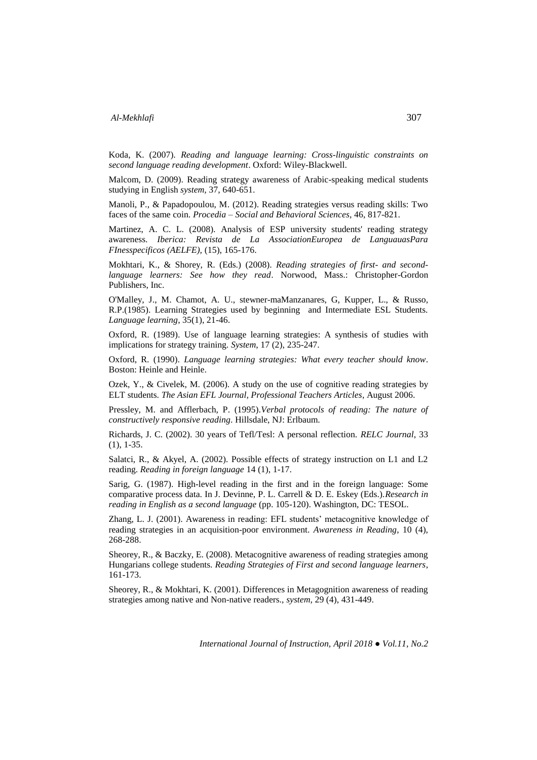Koda, K. (2007). *Reading and language learning: Cross-linguistic constraints on second language reading development*. Oxford: Wiley-Blackwell.

Malcom, D. (2009). Reading strategy awareness of Arabic-speaking medical students studying in English *system,* 37, 640-651.

Manoli, P., & Papadopoulou, M. (2012). Reading strategies versus reading skills: Two faces of the same coin. *Procedia – Social and Behavioral Sciences*, 46, 817-821.

Martinez, A. C. L. (2008). Analysis of ESP university students' reading strategy awareness. *Iberica: Revista de La AssociationEuropea de LanguauasPara FInesspecificos (AELFE)*, (15), 165-176.

Mokhtari, K., & Shorey, R. (Eds.) (2008). *Reading strategies of first- and second-language learners: See how they read*. Norwood, Mass.: Christopher-Gordon Publishers, Inc.

O'Malley, J., M. Chamot, A. U., stewner-maManzanares, G, Kupper, L., & Russo, R.P.(1985). Learning Strategies used by beginning and Intermediate ESL Students. *Language learning*, 35(1), 21-46.

Oxford, R. (1989). Use of language learning strategies: A synthesis of studies with implications for strategy training. *System*, 17 (2), 235-247.

Oxford, R. (1990). *Language learning strategies: What every teacher should know*. Boston: Heinle and Heinle.

Ozek, Y., & Civelek, M. (2006). A study on the use of cognitive reading strategies by ELT students. *The Asian EFL Journal, Professional Teachers Articles*, August 2006.

Pressley, M. and Afflerbach, P. (1995).*Verbal protocols of reading: The nature of constructively responsive reading*. Hillsdale, NJ: Erlbaum.

Richards, J. C. (2002). 30 years of Tefl/Tesl: A personal reflection. *RELC Journal*, 33 (1), 1-35.

Salatci, R., & Akyel, A. (2002). Possible effects of strategy instruction on L1 and L2 reading. *Reading in foreign language* 14 (1), 1-17.

Sarig, G. (1987). High-level reading in the first and in the foreign language: Some comparative process data. In J. Devinne, P. L. Carrell & D. E. Eskey (Eds.).*Research in reading in English as a second language* (pp. 105-120). Washington, DC: TESOL.

Zhang, L. J. (2001). Awareness in reading: EFL students' metacognitive knowledge of reading strategies in an acquisition-poor environment. *Awareness in Reading*, 10 (4), 268-288.

Sheorey, R., & Baczky, E. (2008). Metacognitive awareness of reading strategies among Hungarians college students. *Reading Strategies of First and second language learners*, 161-173.

Sheorey, R., & Mokhtari, K. (2001). Differences in Metagognition awareness of reading strategies among native and Non-native readers., *system*, 29 (4), 431-449.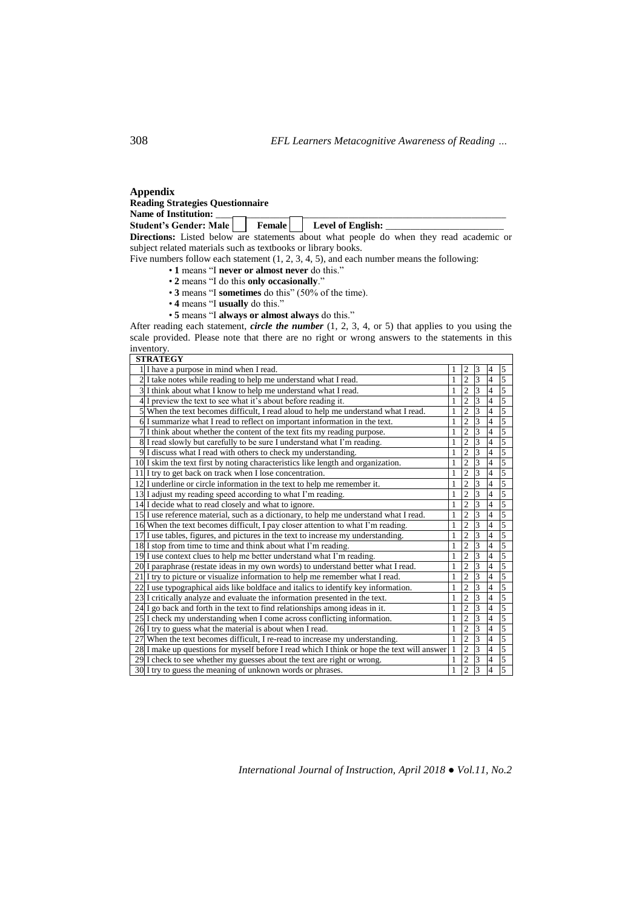## Appendix

### Reading Strategies Questionnaire

**Name of Institution:** ___________________________________________________________

**Student's Gender: Male** ☐ **Female** ☐ **Level of English:** ________________________

**Directions:** Listed below are statements about what people do when they read academic or subject related materials such as textbooks or library books.

Five numbers follow each statement (1, 2, 3, 4, 5), and each number means the following:

- **1** means "I **never or almost never** do this."
- **2** means "I do this **only occasionally**."
- **3** means "I **sometimes** do this" (50% of the time).
- **4** means "I **usually** do this."
- **5** means "I **always or almost always** do this."

After reading each statement, ***circle the number*** (1, 2, 3, 4, or 5) that applies to you using the scale provided. Please note that there are no right or wrong answers to the statements in this inventory.

| | **STRATEGY** | | | | | |
|---|---|---|---|---|---|---|
| 1 | I have a purpose in mind when I read. | 1 | 2 | 3 | 4 | 5 |
| 2 | I take notes while reading to help me understand what I read. | 1 | 2 | 3 | 4 | 5 |
| 3 | I think about what I know to help me understand what I read. | 1 | 2 | 3 | 4 | 5 |
| 4 | I preview the text to see what it's about before reading it. | 1 | 2 | 3 | 4 | 5 |
| 5 | When the text becomes difficult, I read aloud to help me understand what I read. | 1 | 2 | 3 | 4 | 5 |
| 6 | I summarize what I read to reflect on important information in the text. | 1 | 2 | 3 | 4 | 5 |
| 7 | I think about whether the content of the text fits my reading purpose. | 1 | 2 | 3 | 4 | 5 |
| 8 | I read slowly but carefully to be sure I understand what I'm reading. | 1 | 2 | 3 | 4 | 5 |
| 9 | I discuss what I read with others to check my understanding. | 1 | 2 | 3 | 4 | 5 |
| 10 | I skim the text first by noting characteristics like length and organization. | 1 | 2 | 3 | 4 | 5 |
| 11 | I try to get back on track when I lose concentration. | 1 | 2 | 3 | 4 | 5 |
| 12 | I underline or circle information in the text to help me remember it. | 1 | 2 | 3 | 4 | 5 |
| 13 | I adjust my reading speed according to what I'm reading. | 1 | 2 | 3 | 4 | 5 |
| 14 | I decide what to read closely and what to ignore. | 1 | 2 | 3 | 4 | 5 |
| 15 | I use reference material, such as a dictionary, to help me understand what I read. | 1 | 2 | 3 | 4 | 5 |
| 16 | When the text becomes difficult, I pay closer attention to what I'm reading. | 1 | 2 | 3 | 4 | 5 |
| 17 | I use tables, figures, and pictures in the text to increase my understanding. | 1 | 2 | 3 | 4 | 5 |
| 18 | I stop from time to time and think about what I'm reading. | 1 | 2 | 3 | 4 | 5 |
| 19 | I use context clues to help me better understand what I'm reading. | 1 | 2 | 3 | 4 | 5 |
| 20 | I paraphrase (restate ideas in my own words) to understand better what I read. | 1 | 2 | 3 | 4 | 5 |
| 21 | I try to picture or visualize information to help me remember what I read. | 1 | 2 | 3 | 4 | 5 |
| 22 | I use typographical aids like boldface and italics to identify key information. | 1 | 2 | 3 | 4 | 5 |
| 23 | I critically analyze and evaluate the information presented in the text. | 1 | 2 | 3 | 4 | 5 |
| 24 | I go back and forth in the text to find relationships among ideas in it. | 1 | 2 | 3 | 4 | 5 |
| 25 | I check my understanding when I come across conflicting information. | 1 | 2 | 3 | 4 | 5 |
| 26 | I try to guess what the material is about when I read. | 1 | 2 | 3 | 4 | 5 |
| 27 | When the text becomes difficult, I re-read to increase my understanding. | 1 | 2 | 3 | 4 | 5 |
| 28 | I make up questions for myself before I read which I think or hope the text will answer | 1 | 2 | 3 | 4 | 5 |
| 29 | I check to see whether my guesses about the text are right or wrong. | 1 | 2 | 3 | 4 | 5 |
| 30 | I try to guess the meaning of unknown words or phrases. | 1 | 2 | 3 | 4 | 5 |